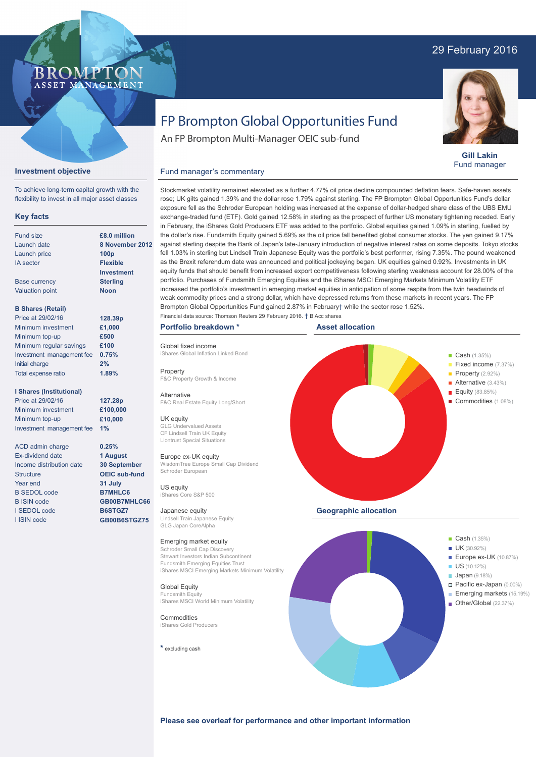29 February 2016

BROMPTON ASSET MANAGEMENT

# FP Brompton Global Opportunities Fund

An FP Brompton Multi-Manager OEIC sub-fund

**Gill Lakin**
Fund manager

## Investment objective

To achieve long-term capital growth with the flexibility to invest in all major asset classes

## Key facts

| | |
|---|---|
| Fund size | **£8.0 million** |
| Launch date | **8 November 2012** |
| Launch price | **100p** |
| IA sector | **Flexible Investment** |
| Base currency | **Sterling** |
| Valuation point | **Noon** |

**B Shares (Retail)**

| | |
|---|---|
| Price at 29/02/16 | **128.39p** |
| Minimum investment | **£1,000** |
| Minimum top-up | **£500** |
| Minimum regular savings | **£100** |
| Investment management fee | **0.75%** |
| Initial charge | **2%** |
| Total expense ratio | **1.89%** |

**I Shares (Institutional)**

| | |
|---|---|
| Price at 29/02/16 | **127.28p** |
| Minimum investment | **£100,000** |
| Minimum top-up | **£10,000** |
| Investment management fee | **1%** |

| | |
|---|---|
| ACD admin charge | **0.25%** |
| Ex-dividend date | **1 August** |
| Income distribution date | **30 September** |
| Structure | **OEIC sub-fund** |
| Year end | **31 July** |
| B SEDOL code | **B7MHLC6** |
| B ISIN code | **GB00B7MHLC66** |
| I SEDOL code | **B6STGZ7** |
| I ISIN code | **GB00B6STGZ75** |

## Fund manager's commentary

Stockmarket volatility remained elevated as a further 4.77% oil price decline compounded deflation fears. Safe-haven assets rose; UK gilts gained 1.39% and the dollar rose 1.79% against sterling. The FP Brompton Global Opportunities Fund's dollar exposure fell as the Schroder European holding was increased at the expense of dollar-hedged share class of the UBS EMU exchange-traded fund (ETF). Gold gained 12.58% in sterling as the prospect of further US monetary tightening receded. Early in February, the iShares Gold Producers ETF was added to the portfolio. Global equities gained 1.09% in sterling, fuelled by the dollar's rise. Fundsmith Equity gained 5.69% as the oil price fall benefited global consumer stocks. The yen gained 9.17% against sterling despite the Bank of Japan's late-January introduction of negative interest rates on some deposits. Tokyo stocks fell 1.03% in sterling but Lindsell Train Japanese Equity was the portfolio's best performer, rising 7.35%. The pound weakened as the Brexit referendum date was announced and political jockeying began. UK equities gained 0.92%. Investments in UK equity funds that should benefit from increased export competitiveness following sterling weakness account for 28.00% of the portfolio. Purchases of Fundsmith Emerging Equities and the iShares MSCI Emerging Markets Minimum Volatility ETF increased the portfolio's investment in emerging market equities in anticipation of some respite from the twin headwinds of weak commodity prices and a strong dollar, which have depressed returns from these markets in recent years. The FP Brompton Global Opportunities Fund gained 2.87% in February† while the sector rose 1.52%.

Financial data source: Thomson Reuters 29 February 2016. † B Acc shares

## Portfolio breakdown *

**Global fixed income**
iShares Global Inflation Linked Bond

**Property**
F&C Property Growth & Income

**Alternative**
F&C Real Estate Equity Long/Short

**UK equity**
GLG Undervalued Assets
CF Lindsell Train UK Equity
Liontrust Special Situations

**Europe ex-UK equity**
WisdomTree Europe Small Cap Dividend
Schroder European

**US equity**
iShares Core S&P 500

**Japanese equity**
Lindsell Train Japanese Equity
GLG Japan CoreAlpha

**Emerging market equity**
Schroder Small Cap Discovery
Stewart Investors Indian Subcontinent
Fundsmith Emerging Equities Trust
iShares MSCI Emerging Markets Minimum Volatility

**Global Equity**
Fundsmith Equity
iShares MSCI World Minimum Volatility

**Commodities**
iShares Gold Producers

* excluding cash

## Asset allocation

- Cash (1.35%)
- Fixed income (7.37%)
- Property (2.92%)
- Alternative (3.43%)
- Equity (83.85%)
- Commodities (1.08%)

## Geographic allocation

- Cash (1.35%)
- UK (30.92%)
- Europe ex-UK (10.87%)
- US (10.12%)
- Japan (9.18%)
- Pacific ex-Japan (0.00%)
- Emerging markets (15.19%)
- Other/Global (22.37%)

**Please see overleaf for performance and other important information**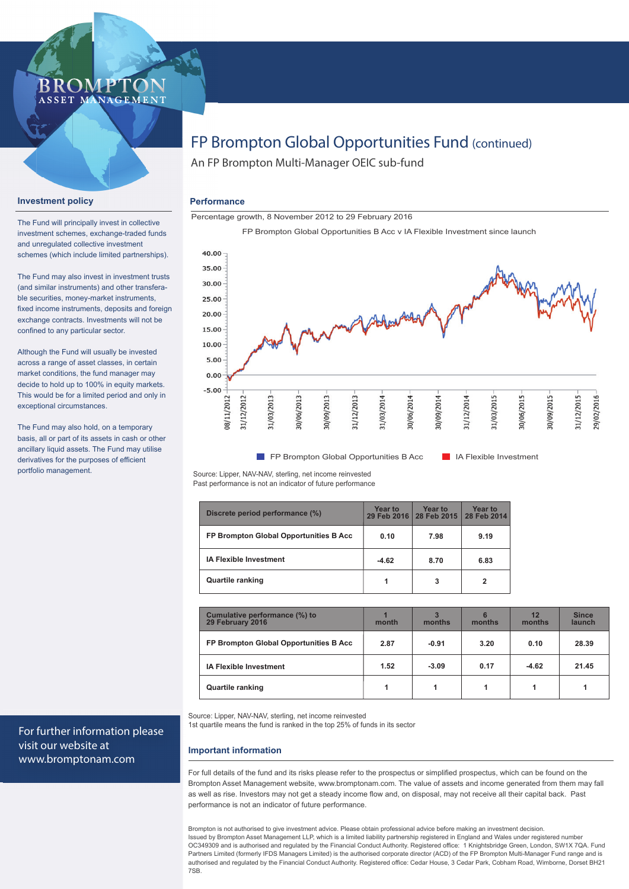BROMPTON
ASSET MANAGEMENT

# FP Brompton Global Opportunities Fund (continued)

An FP Brompton Multi-Manager OEIC sub-fund

## Investment policy

The Fund will principally invest in collective investment schemes, exchange-traded funds and unregulated collective investment schemes (which include limited partnerships).

The Fund may also invest in investment trusts (and similar instruments) and other transferable securities, money-market instruments, fixed income instruments, deposits and foreign exchange contracts. Investments will not be confined to any particular sector.

Although the Fund will usually be invested across a range of asset classes, in certain market conditions, the fund manager may decide to hold up to 100% in equity markets. This would be for a limited period and only in exceptional circumstances.

The Fund may also hold, on a temporary basis, all or part of its assets in cash or other ancillary liquid assets. The Fund may utilise derivatives for the purposes of efficient portfolio management.

## Performance

Percentage growth, 8 November 2012 to 29 February 2016

FP Brompton Global Opportunities B Acc v IA Flexible Investment since launch

40.00
35.00
30.00
25.00
20.00
15.00
10.00
5.00
0.00
-5.00

08/11/2012
31/12/2012
31/03/2013
30/06/2013
30/09/2013
31/12/2013
31/03/2014
30/06/2014
30/09/2014
31/12/2014
31/03/2015
30/06/2015
30/09/2015
31/12/2015
29/02/2016

FP Brompton Global Opportunities B Acc
IA Flexible Investment

Source: Lipper, NAV-NAV, sterling, net income reinvested
Past performance is not an indicator of future performance

| Discrete period performance (%) | Year to 29 Feb 2016 | Year to 28 Feb 2015 | Year to 28 Feb 2014 |
|---|---|---|---|
| FP Brompton Global Opportunities B Acc | 0.10 | 7.98 | 9.19 |
| IA Flexible Investment | -4.62 | 8.70 | 6.83 |
| Quartile ranking | 1 | 3 | 2 |

| Cumulative performance (%) to 29 February 2016 | 1 month | 3 months | 6 months | 12 months | Since launch |
|---|---|---|---|---|---|
| FP Brompton Global Opportunities B Acc | 2.87 | -0.91 | 3.20 | 0.10 | 28.39 |
| IA Flexible Investment | 1.52 | -3.09 | 0.17 | -4.62 | 21.45 |
| Quartile ranking | 1 | 1 | 1 | 1 | 1 |

Source: Lipper, NAV-NAV, sterling, net income reinvested
1st quartile means the fund is ranked in the top 25% of funds in its sector

For further information please visit our website at www.bromptonam.com

## Important information

For full details of the fund and its risks please refer to the prospectus or simplified prospectus, which can be found on the Brompton Asset Management website, www.bromptonam.com. The value of assets and income generated from them may fall as well as rise. Investors may not get a steady income flow and, on disposal, may not receive all their capital back. Past performance is not an indicator of future performance.

Brompton is not authorised to give investment advice. Please obtain professional advice before making an investment decision.
Issued by Brompton Asset Management LLP, which is a limited liability partnership registered in England and Wales under registered number OC349309 and is authorised and regulated by the Financial Conduct Authority. Registered office: 1 Knightsbridge Green, London, SW1X 7QA. Fund Partners Limited (formerly IFDS Managers Limited) is the authorised corporate director (ACD) of the FP Brompton Multi-Manager Fund range and is authorised and regulated by the Financial Conduct Authority. Registered office: Cedar House, 3 Cedar Park, Cobham Road, Wimborne, Dorset BH21 7SB.